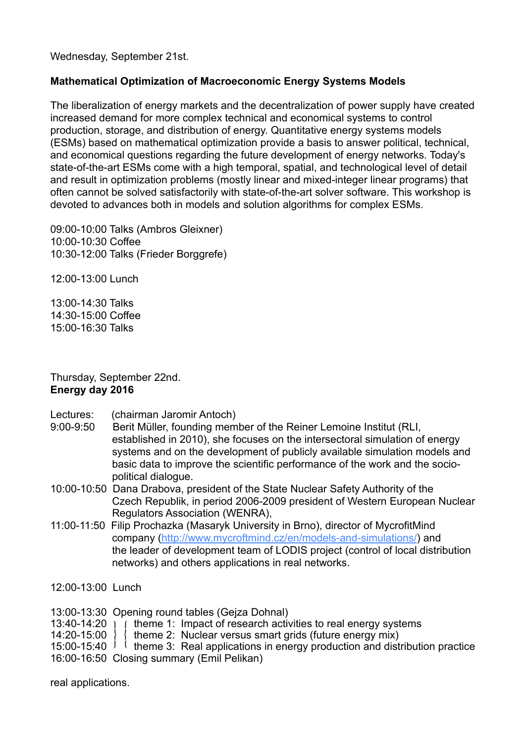Wednesday, September 21st.

**Mathematical Optimization of Macroeconomic Energy Systems Models**

The liberalization of energy markets and the decentralization of power supply have created increased demand for more complex technical and economical systems to control production, storage, and distribution of energy. Quantitative energy systems models (ESMs) based on mathematical optimization provide a basis to answer political, technical, and economical questions regarding the future development of energy networks. Today's state-of-the-art ESMs come with a high temporal, spatial, and technological level of detail and result in optimization problems (mostly linear and mixed-integer linear programs) that often cannot be solved satisfactorily with state-of-the-art solver software. This workshop is devoted to advances both in models and solution algorithms for complex ESMs.

09:00-10:00 Talks (Ambros Gleixner)
10:00-10:30 Coffee
10:30-12:00 Talks (Frieder Borggrefe)

12:00-13:00 Lunch

13:00-14:30 Talks
14:30-15:00 Coffee
15:00-16:30 Talks

Thursday, September 22nd.
**Energy day 2016**

Lectures: (chairman Jaromir Antoch)

9:00-9:50 Berit Müller, founding member of the Reiner Lemoine Institut (RLI, established in 2010), she focuses on the intersectoral simulation of energy systems and on the development of publicly available simulation models and basic data to improve the scientific performance of the work and the socio-political dialogue.

10:00-10:50 Dana Drabova, president of the State Nuclear Safety Authority of the Czech Republik, in period 2006-2009 president of Western European Nuclear Regulators Association (WENRA),

11:00-11:50 Filip Prochazka (Masaryk University in Brno), director of MycrofitMind company (http://www.mycroftmind.cz/en/models-and-simulations/) and the leader of development team of LODIS project (control of local distribution networks) and others applications in real networks.

12:00-13:00 Lunch

13:00-13:30 Opening round tables (Gejza Dohnal)
13:40-14:20 theme 1: Impact of research activities to real energy systems
14:20-15:00 theme 2: Nuclear versus smart grids (future energy mix)
15:00-15:40 theme 3: Real applications in energy production and distribution practice
16:00-16:50 Closing summary (Emil Pelikan)

real applications.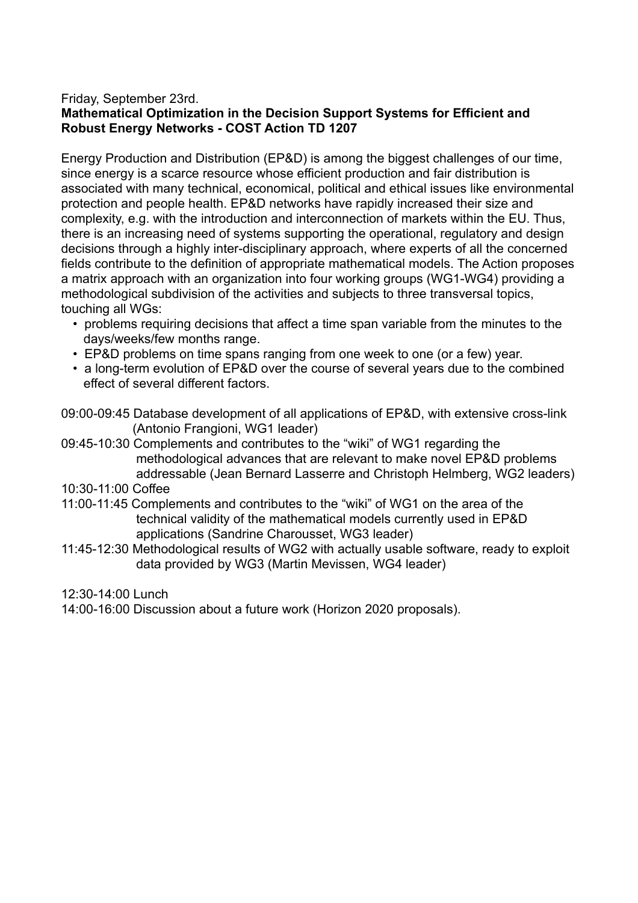Friday, September 23rd.

**Mathematical Optimization in the Decision Support Systems for Efficient and Robust Energy Networks - COST Action TD 1207**

Energy Production and Distribution (EP&D) is among the biggest challenges of our time, since energy is a scarce resource whose efficient production and fair distribution is associated with many technical, economical, political and ethical issues like environmental protection and people health. EP&D networks have rapidly increased their size and complexity, e.g. with the introduction and interconnection of markets within the EU. Thus, there is an increasing need of systems supporting the operational, regulatory and design decisions through a highly inter-disciplinary approach, where experts of all the concerned fields contribute to the definition of appropriate mathematical models. The Action proposes a matrix approach with an organization into four working groups (WG1-WG4) providing a methodological subdivision of the activities and subjects to three transversal topics, touching all WGs:

- problems requiring decisions that affect a time span variable from the minutes to the days/weeks/few months range.
- EP&D problems on time spans ranging from one week to one (or a few) year.
- a long-term evolution of EP&D over the course of several years due to the combined effect of several different factors.

09:00-09:45 Database development of all applications of EP&D, with extensive cross-link (Antonio Frangioni, WG1 leader)

09:45-10:30 Complements and contributes to the "wiki" of WG1 regarding the methodological advances that are relevant to make novel EP&D problems addressable (Jean Bernard Lasserre and Christoph Helmberg, WG2 leaders)

10:30-11:00 Coffee

11:00-11:45 Complements and contributes to the "wiki" of WG1 on the area of the technical validity of the mathematical models currently used in EP&D applications (Sandrine Charousset, WG3 leader)

11:45-12:30 Methodological results of WG2 with actually usable software, ready to exploit data provided by WG3 (Martin Mevissen, WG4 leader)

12:30-14:00 Lunch

14:00-16:00 Discussion about a future work (Horizon 2020 proposals).